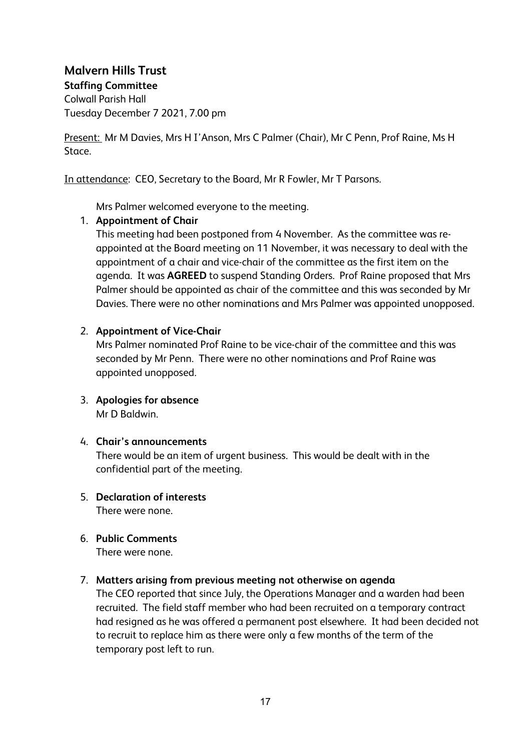# Malvern Hills Trust

## Staffing Committee

Colwall Parish Hall
Tuesday December 7 2021, 7.00 pm

Present: Mr M Davies, Mrs H I'Anson, Mrs C Palmer (Chair), Mr C Penn, Prof Raine, Ms H Stace.

In attendance: CEO, Secretary to the Board, Mr R Fowler, Mr T Parsons.

Mrs Palmer welcomed everyone to the meeting.

1. **Appointment of Chair**

   This meeting had been postponed from 4 November. As the committee was re-appointed at the Board meeting on 11 November, it was necessary to deal with the appointment of a chair and vice-chair of the committee as the first item on the agenda. It was **AGREED** to suspend Standing Orders. Prof Raine proposed that Mrs Palmer should be appointed as chair of the committee and this was seconded by Mr Davies. There were no other nominations and Mrs Palmer was appointed unopposed.

2. **Appointment of Vice-Chair**

   Mrs Palmer nominated Prof Raine to be vice-chair of the committee and this was seconded by Mr Penn. There were no other nominations and Prof Raine was appointed unopposed.

3. **Apologies for absence**

   Mr D Baldwin.

4. **Chair's announcements**

   There would be an item of urgent business. This would be dealt with in the confidential part of the meeting.

5. **Declaration of interests**

   There were none.

6. **Public Comments**

   There were none.

7. **Matters arising from previous meeting not otherwise on agenda**

   The CEO reported that since July, the Operations Manager and a warden had been recruited. The field staff member who had been recruited on a temporary contract had resigned as he was offered a permanent post elsewhere. It had been decided not to recruit to replace him as there were only a few months of the term of the temporary post left to run.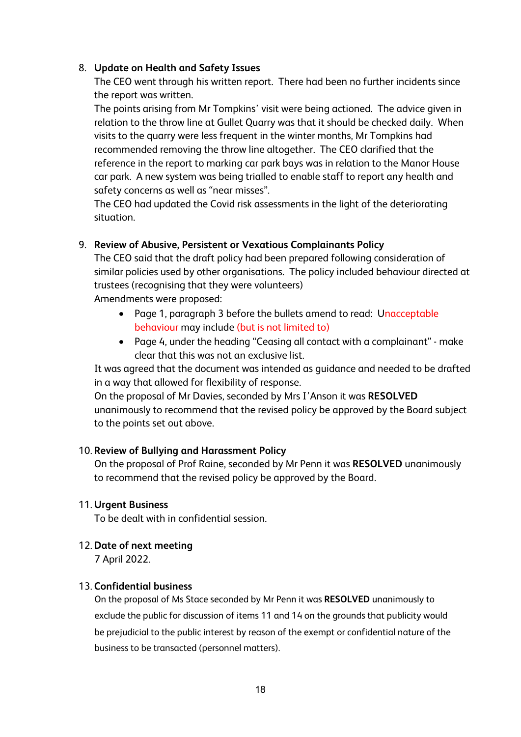8. **Update on Health and Safety Issues**
   The CEO went through his written report. There had been no further incidents since the report was written.
   The points arising from Mr Tompkins' visit were being actioned. The advice given in relation to the throw line at Gullet Quarry was that it should be checked daily. When visits to the quarry were less frequent in the winter months, Mr Tompkins had recommended removing the throw line altogether. The CEO clarified that the reference in the report to marking car park bays was in relation to the Manor House car park. A new system was being trialled to enable staff to report any health and safety concerns as well as "near misses".
   The CEO had updated the Covid risk assessments in the light of the deteriorating situation.

9. **Review of Abusive, Persistent or Vexatious Complainants Policy**
   The CEO said that the draft policy had been prepared following consideration of similar policies used by other organisations. The policy included behaviour directed at trustees (recognising that they were volunteers)
   Amendments were proposed:
   - Page 1, paragraph 3 before the bullets amend to read: Unacceptable behaviour may include (but is not limited to)
   - Page 4, under the heading "Ceasing all contact with a complainant" - make clear that this was not an exclusive list.

   It was agreed that the document was intended as guidance and needed to be drafted in a way that allowed for flexibility of response.
   On the proposal of Mr Davies, seconded by Mrs I'Anson it was **RESOLVED** unanimously to recommend that the revised policy be approved by the Board subject to the points set out above.

10. **Review of Bullying and Harassment Policy**
    On the proposal of Prof Raine, seconded by Mr Penn it was **RESOLVED** unanimously to recommend that the revised policy be approved by the Board.

11. **Urgent Business**
    To be dealt with in confidential session.

12. **Date of next meeting**
    7 April 2022.

13. **Confidential business**
    On the proposal of Ms Stace seconded by Mr Penn it was **RESOLVED** unanimously to exclude the public for discussion of items 11 and 14 on the grounds that publicity would be prejudicial to the public interest by reason of the exempt or confidential nature of the business to be transacted (personnel matters).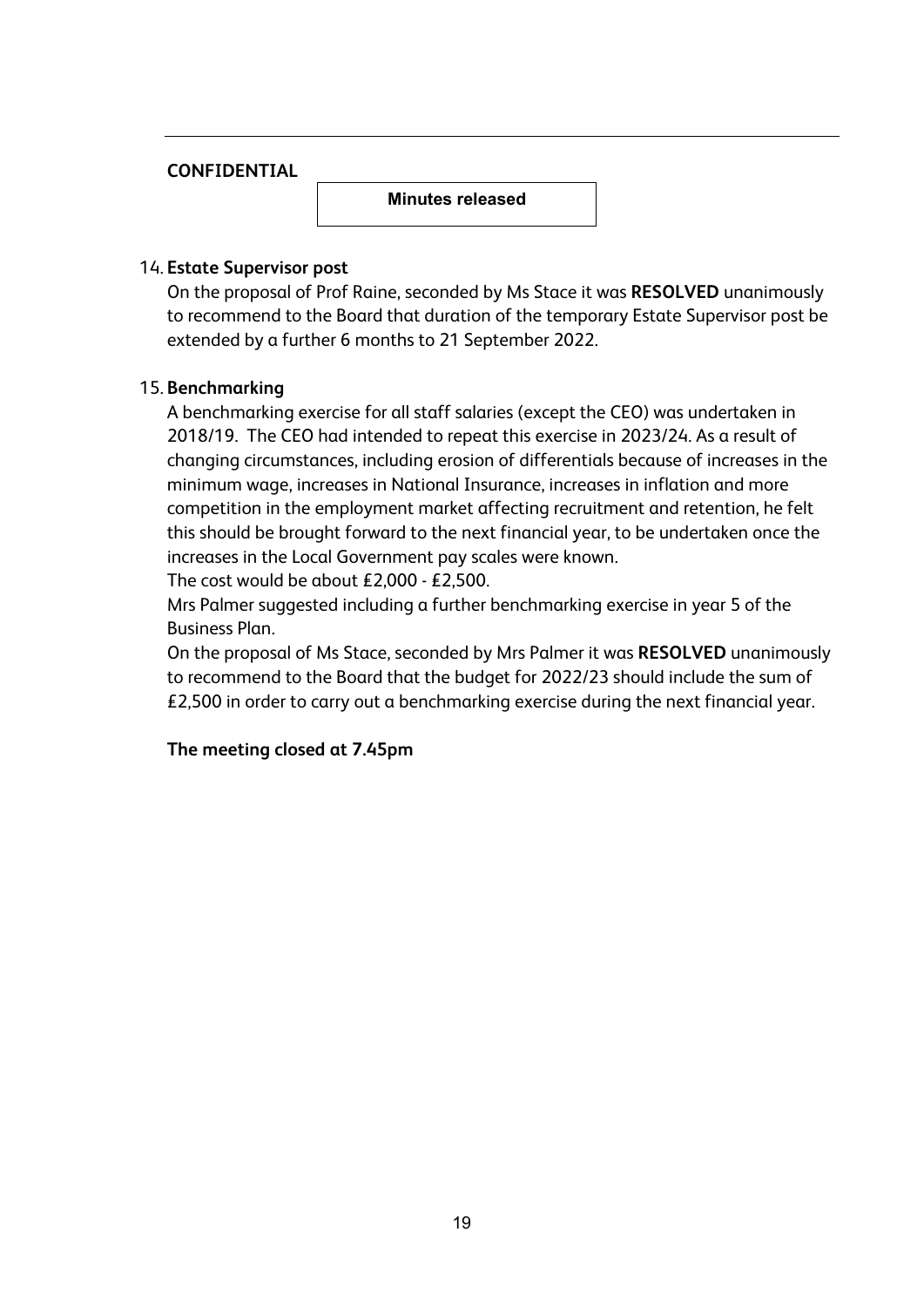**CONFIDENTIAL**

**Minutes released**

14. **Estate Supervisor post**

    On the proposal of Prof Raine, seconded by Ms Stace it was **RESOLVED** unanimously to recommend to the Board that duration of the temporary Estate Supervisor post be extended by a further 6 months to 21 September 2022.

15. **Benchmarking**

    A benchmarking exercise for all staff salaries (except the CEO) was undertaken in 2018/19. The CEO had intended to repeat this exercise in 2023/24. As a result of changing circumstances, including erosion of differentials because of increases in the minimum wage, increases in National Insurance, increases in inflation and more competition in the employment market affecting recruitment and retention, he felt this should be brought forward to the next financial year, to be undertaken once the increases in the Local Government pay scales were known.

    The cost would be about £2,000 - £2,500.

    Mrs Palmer suggested including a further benchmarking exercise in year 5 of the Business Plan.

    On the proposal of Ms Stace, seconded by Mrs Palmer it was **RESOLVED** unanimously to recommend to the Board that the budget for 2022/23 should include the sum of £2,500 in order to carry out a benchmarking exercise during the next financial year.

**The meeting closed at 7.45pm**